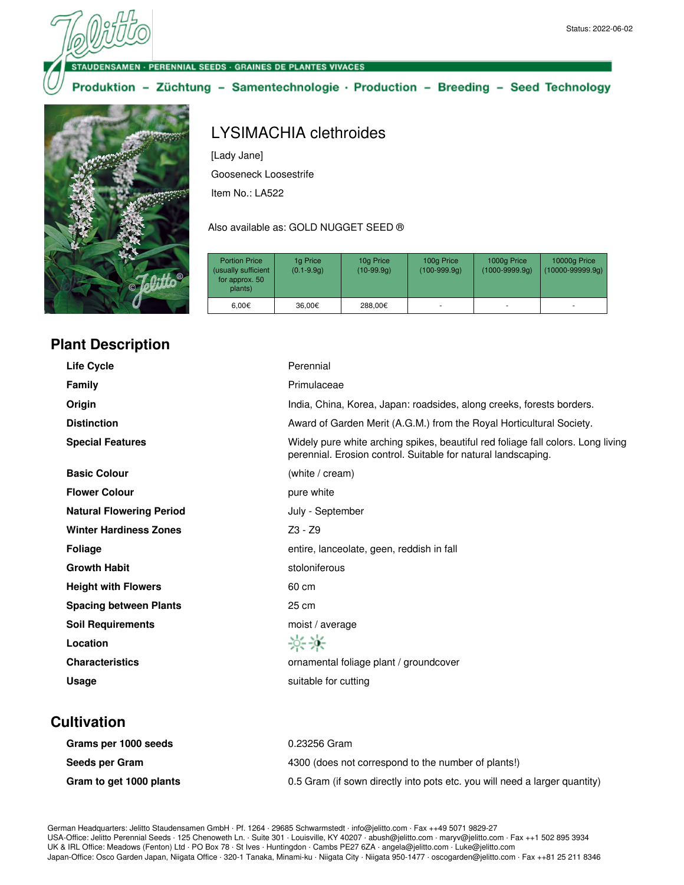Status: 2022-06-02

STAUDENSAMEN · PERENNIAL SEEDS · GRAINES DE PLANTES VIVACES

Produktion – Züchtung – Samentechnologie · Production – Breeding – Seed Technology

# LYSIMACHIA clethroides

[Lady Jane]

Gooseneck Loosestrife

Item No.: LA522

Also available as: GOLD NUGGET SEED ®

| Portion Price (usually sufficient for approx. 50 plants) | 1g Price (0.1-9.9g) | 10g Price (10-99.9g) | 100g Price (100-999.9g) | 1000g Price (1000-9999.9g) | 10000g Price (10000-99999.9g) |
|---|---|---|---|---|---|
| 6,00€ | 36,00€ | 288,00€ | - | - | - |

## Plant Description

| | |
|---|---|
| **Life Cycle** | Perennial |
| **Family** | Primulaceae |
| **Origin** | India, China, Korea, Japan: roadsides, along creeks, forests borders. |
| **Distinction** | Award of Garden Merit (A.G.M.) from the Royal Horticultural Society. |
| **Special Features** | Widely pure white arching spikes, beautiful red foliage fall colors. Long living perennial. Erosion control. Suitable for natural landscaping. |
| **Basic Colour** | (white / cream) |
| **Flower Colour** | pure white |
| **Natural Flowering Period** | July - September |
| **Winter Hardiness Zones** | Z3 - Z9 |
| **Foliage** | entire, lanceolate, geen, reddish in fall |
| **Growth Habit** | stoloniferous |
| **Height with Flowers** | 60 cm |
| **Spacing between Plants** | 25 cm |
| **Soil Requirements** | moist / average |
| **Location** | |
| **Characteristics** | ornamental foliage plant / groundcover |
| **Usage** | suitable for cutting |

## Cultivation

| | |
|---|---|
| **Grams per 1000 seeds** | 0.23256 Gram |
| **Seeds per Gram** | 4300 (does not correspond to the number of plants!) |
| **Gram to get 1000 plants** | 0.5 Gram (if sown directly into pots etc. you will need a larger quantity) |

German Headquarters: Jelitto Staudensamen GmbH · Pf. 1264 · 29685 Schwarmstedt · info@jelitto.com · Fax ++49 5071 9829-27
USA-Office: Jelitto Perennial Seeds · 125 Chenoweth Ln. · Suite 301 · Louisville, KY 40207 · abush@jelitto.com · maryv@jelitto.com · Fax ++1 502 895 3934
UK & IRL Office: Meadows (Fenton) Ltd · PO Box 78 · St Ives · Huntingdon · Cambs PE27 6ZA · angela@jelitto.com · Luke@jelitto.com
Japan-Office: Osco Garden Japan, Niigata Office · 320-1 Tanaka, Minami-ku · Niigata City · Niigata 950-1477 · oscogarden@jelitto.com · Fax ++81 25 211 8346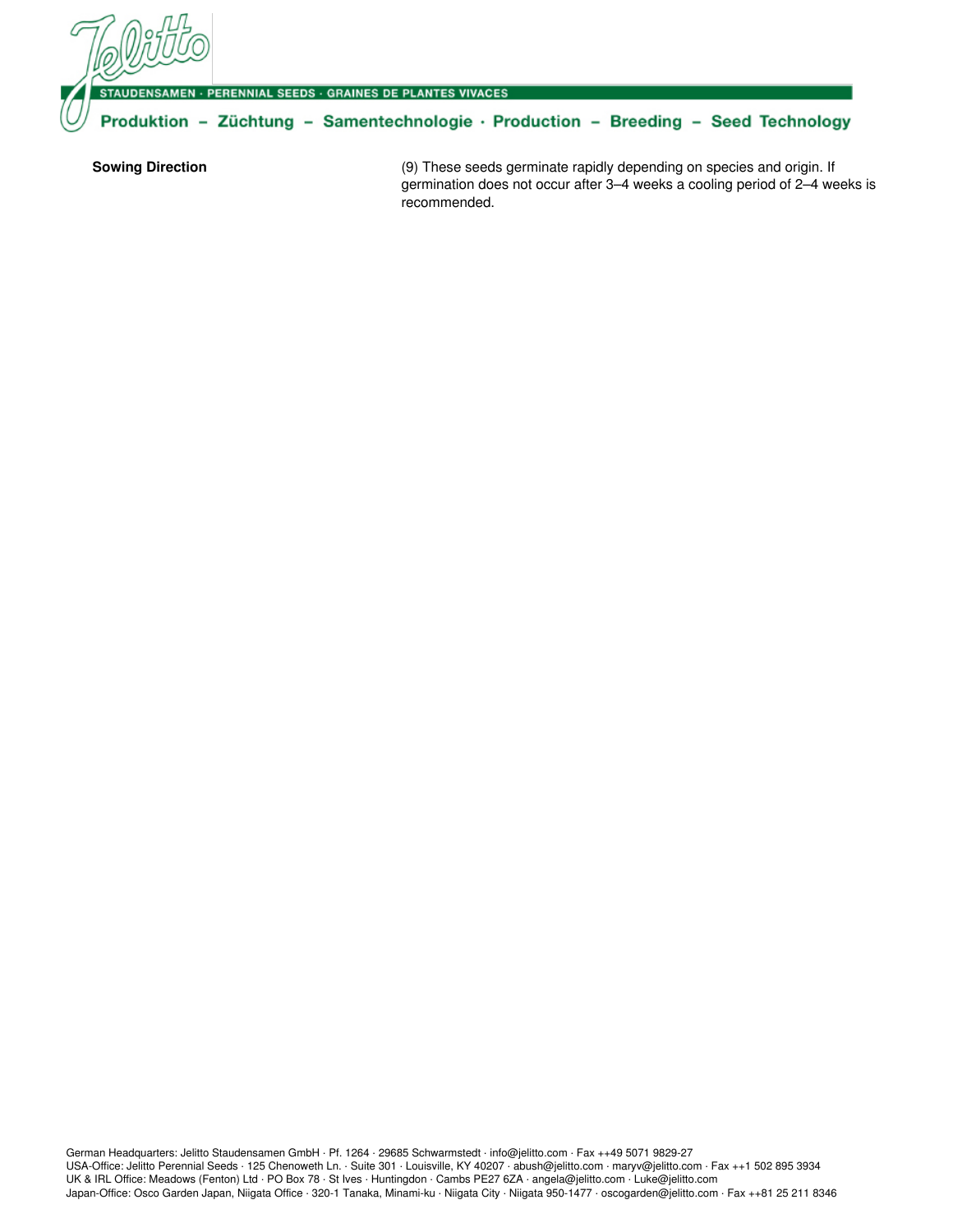| | |
|---|---|
| **Sowing Direction** | (9) These seeds germinate rapidly depending on species and origin. If germination does not occur after 3–4 weeks a cooling period of 2–4 weeks is recommended. |